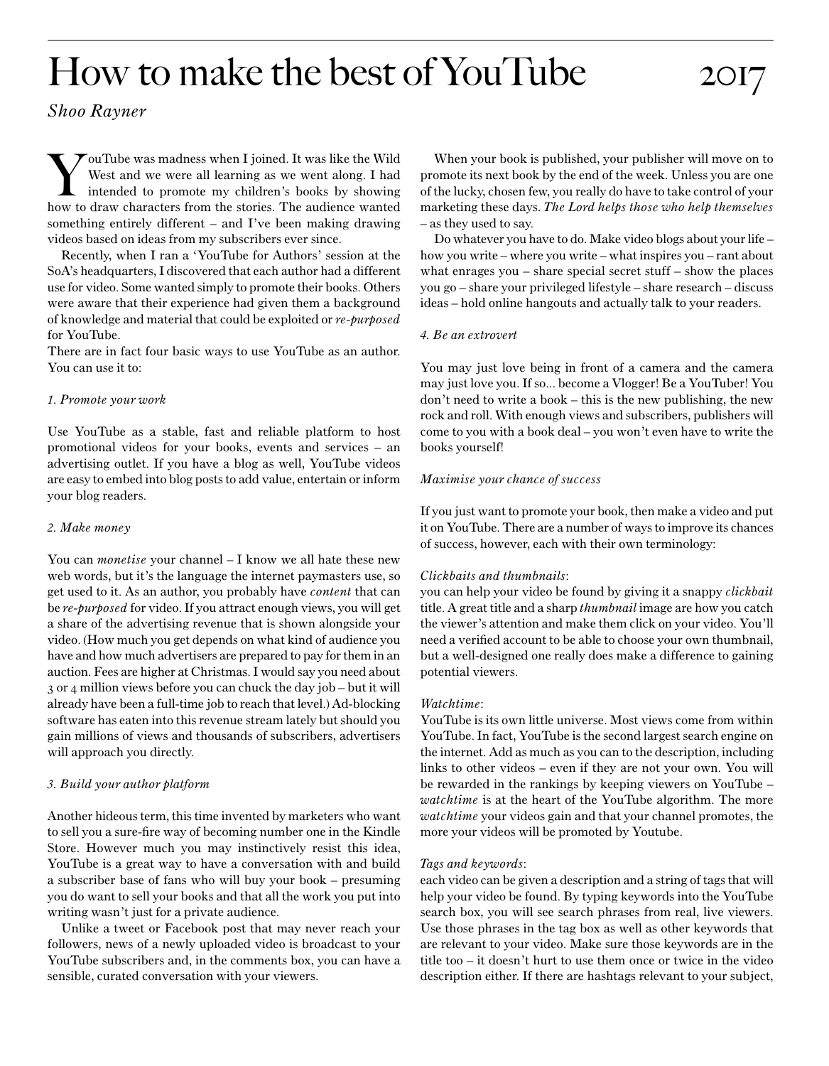# How to make the best of YouTube 2017

*Shoo Rayner*

YouTube was madness when I joined. It was like the Wild West and we were all learning as we went along. I had intended to promote my children's books by showing how to draw characters from the stories. The audience wanted something entirely different – and I've been making drawing videos based on ideas from my subscribers ever since.

Recently, when I ran a 'YouTube for Authors' session at the SoA's headquarters, I discovered that each author had a different use for video. Some wanted simply to promote their books. Others were aware that their experience had given them a background of knowledge and material that could be exploited or *re-purposed* for YouTube.

There are in fact four basic ways to use YouTube as an author. You can use it to:

*1. Promote your work*

Use YouTube as a stable, fast and reliable platform to host promotional videos for your books, events and services – an advertising outlet. If you have a blog as well, YouTube videos are easy to embed into blog posts to add value, entertain or inform your blog readers.

*2. Make money*

You can *monetise* your channel – I know we all hate these new web words, but it's the language the internet paymasters use, so get used to it. As an author, you probably have *content* that can be *re-purposed* for video. If you attract enough views, you will get a share of the advertising revenue that is shown alongside your video. (How much you get depends on what kind of audience you have and how much advertisers are prepared to pay for them in an auction. Fees are higher at Christmas. I would say you need about 3 or 4 million views before you can chuck the day job – but it will already have been a full-time job to reach that level.) Ad-blocking software has eaten into this revenue stream lately but should you gain millions of views and thousands of subscribers, advertisers will approach you directly.

*3. Build your author platform*

Another hideous term, this time invented by marketers who want to sell you a sure-fire way of becoming number one in the Kindle Store. However much you may instinctively resist this idea, YouTube is a great way to have a conversation with and build a subscriber base of fans who will buy your book – presuming you do want to sell your books and that all the work you put into writing wasn't just for a private audience.

Unlike a tweet or Facebook post that may never reach your followers, news of a newly uploaded video is broadcast to your YouTube subscribers and, in the comments box, you can have a sensible, curated conversation with your viewers.

When your book is published, your publisher will move on to promote its next book by the end of the week. Unless you are one of the lucky, chosen few, you really do have to take control of your marketing these days. *The Lord helps those who help themselves* – as they used to say.

Do whatever you have to do. Make video blogs about your life – how you write – where you write – what inspires you – rant about what enrages you – share special secret stuff – show the places you go – share your privileged lifestyle – share research – discuss ideas – hold online hangouts and actually talk to your readers.

*4. Be an extrovert*

You may just love being in front of a camera and the camera may just love you. If so... become a Vlogger! Be a YouTuber! You don't need to write a book – this is the new publishing, the new rock and roll. With enough views and subscribers, publishers will come to you with a book deal – you won't even have to write the books yourself!

*Maximise your chance of success*

If you just want to promote your book, then make a video and put it on YouTube. There are a number of ways to improve its chances of success, however, each with their own terminology:

*Clickbaits and thumbnails*:
you can help your video be found by giving it a snappy *clickbait* title. A great title and a sharp *thumbnail* image are how you catch the viewer's attention and make them click on your video. You'll need a verified account to be able to choose your own thumbnail, but a well-designed one really does make a difference to gaining potential viewers.

*Watchtime*:
YouTube is its own little universe. Most views come from within YouTube. In fact, YouTube is the second largest search engine on the internet. Add as much as you can to the description, including links to other videos – even if they are not your own. You will be rewarded in the rankings by keeping viewers on YouTube – *watchtime* is at the heart of the YouTube algorithm. The more *watchtime* your videos gain and that your channel promotes, the more your videos will be promoted by Youtube.

*Tags and keywords*:
each video can be given a description and a string of tags that will help your video be found. By typing keywords into the YouTube search box, you will see search phrases from real, live viewers. Use those phrases in the tag box as well as other keywords that are relevant to your video. Make sure those keywords are in the title too – it doesn't hurt to use them once or twice in the video description either. If there are hashtags relevant to your subject,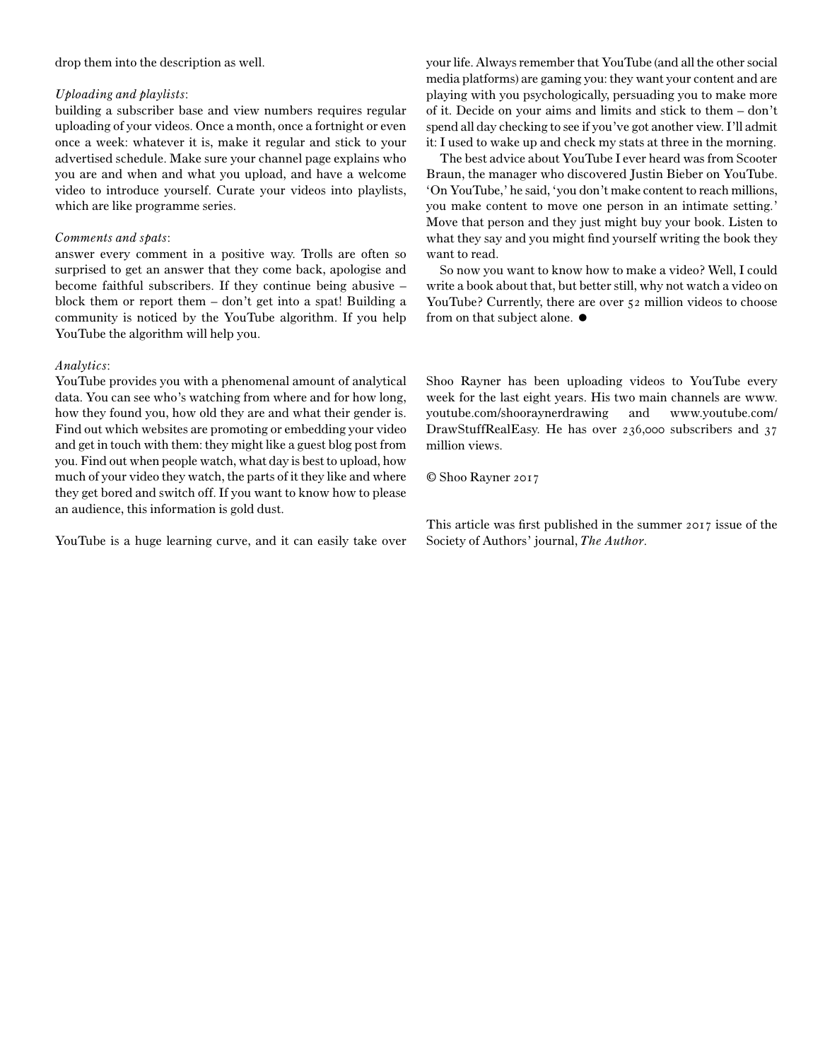drop them into the description as well.

*Uploading and playlists*:
building a subscriber base and view numbers requires regular uploading of your videos. Once a month, once a fortnight or even once a week: whatever it is, make it regular and stick to your advertised schedule. Make sure your channel page explains who you are and when and what you upload, and have a welcome video to introduce yourself. Curate your videos into playlists, which are like programme series.

*Comments and spats*:
answer every comment in a positive way. Trolls are often so surprised to get an answer that they come back, apologise and become faithful subscribers. If they continue being abusive – block them or report them – don't get into a spat! Building a community is noticed by the YouTube algorithm. If you help YouTube the algorithm will help you.

*Analytics*:
YouTube provides you with a phenomenal amount of analytical data. You can see who's watching from where and for how long, how they found you, how old they are and what their gender is. Find out which websites are promoting or embedding your video and get in touch with them: they might like a guest blog post from you. Find out when people watch, what day is best to upload, how much of your video they watch, the parts of it they like and where they get bored and switch off. If you want to know how to please an audience, this information is gold dust.

YouTube is a huge learning curve, and it can easily take over your life. Always remember that YouTube (and all the other social media platforms) are gaming you: they want your content and are playing with you psychologically, persuading you to make more of it. Decide on your aims and limits and stick to them – don't spend all day checking to see if you've got another view. I'll admit it: I used to wake up and check my stats at three in the morning.

The best advice about YouTube I ever heard was from Scooter Braun, the manager who discovered Justin Bieber on YouTube. 'On YouTube,' he said, 'you don't make content to reach millions, you make content to move one person in an intimate setting.' Move that person and they just might buy your book. Listen to what they say and you might find yourself writing the book they want to read.

So now you want to know how to make a video? Well, I could write a book about that, but better still, why not watch a video on YouTube? Currently, there are over 52 million videos to choose from on that subject alone. ●

Shoo Rayner has been uploading videos to YouTube every week for the last eight years. His two main channels are www.youtube.com/shooraynerdrawing and www.youtube.com/DrawStuffRealEasy. He has over 236,000 subscribers and 37 million views.

© Shoo Rayner 2017

This article was first published in the summer 2017 issue of the Society of Authors' journal, *The Author*.